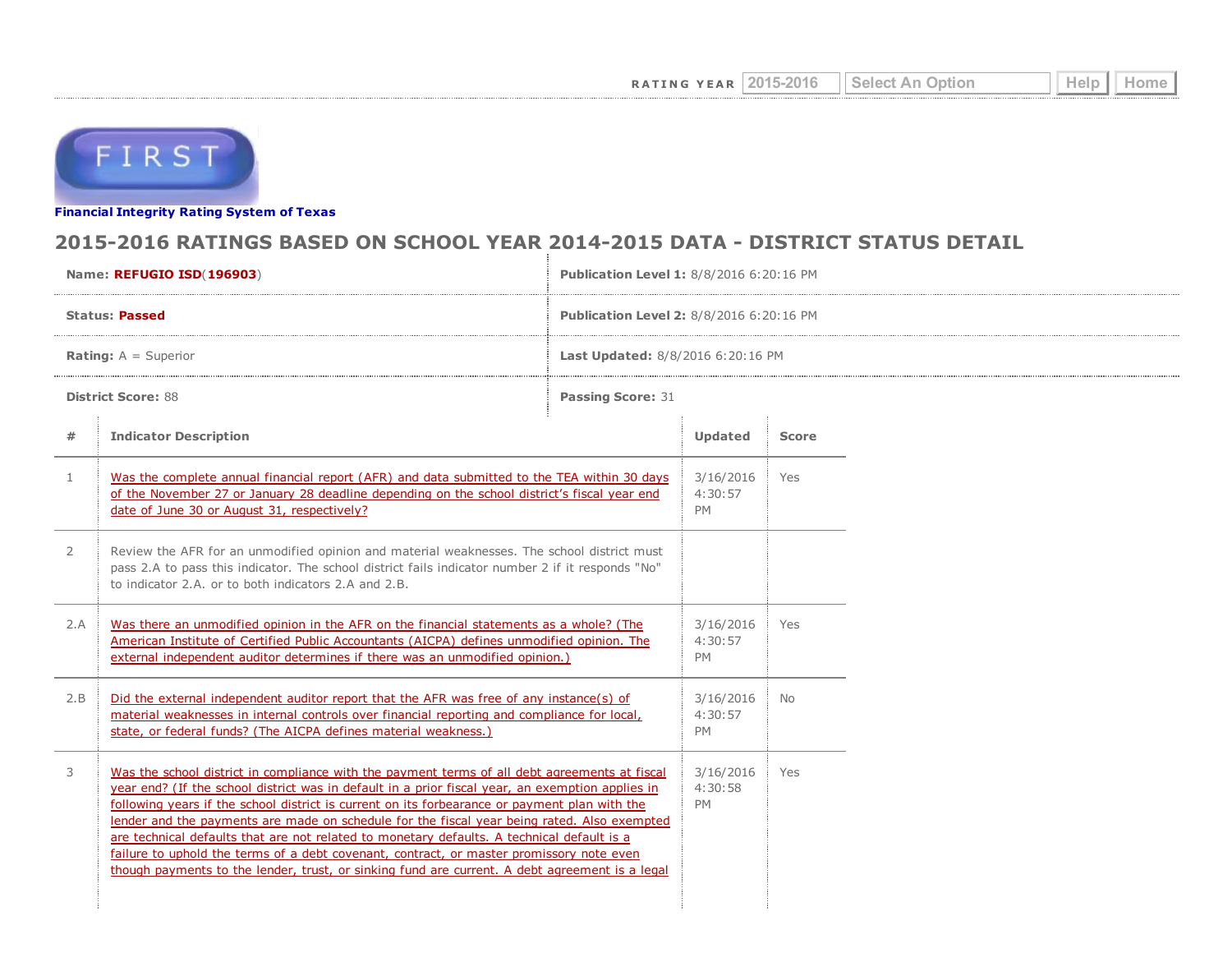RATING YEAR 2015-2016 Select An Option Help Home

FIRST

**Financial Integrity Rating System of Texas**

## 2015-2016 RATINGS BASED ON SCHOOL YEAR 2014-2015 DATA - DISTRICT STATUS DETAIL

| | |
|---|---|
| **Name:** **REFUGIO ISD**(**196903**) | **Publication Level 1:** 8/8/2016 6:20:16 PM |
| **Status:** **Passed** | **Publication Level 2:** 8/8/2016 6:20:16 PM |
| **Rating:** A = Superior | **Last Updated:** 8/8/2016 6:20:16 PM |
| **District Score:** 88 | **Passing Score:** 31 |

| # | Indicator Description | Updated | Score |
|---|---|---|---|
| 1 | Was the complete annual financial report (AFR) and data submitted to the TEA within 30 days of the November 27 or January 28 deadline depending on the school district's fiscal year end date of June 30 or August 31, respectively? | 3/16/2016 4:30:57 PM | Yes |
| 2 | Review the AFR for an unmodified opinion and material weaknesses. The school district must pass 2.A to pass this indicator. The school district fails indicator number 2 if it responds "No" to indicator 2.A. or to both indicators 2.A and 2.B. | | |
| 2.A | Was there an unmodified opinion in the AFR on the financial statements as a whole? (The American Institute of Certified Public Accountants (AICPA) defines unmodified opinion. The external independent auditor determines if there was an unmodified opinion.) | 3/16/2016 4:30:57 PM | Yes |
| 2.B | Did the external independent auditor report that the AFR was free of any instance(s) of material weaknesses in internal controls over financial reporting and compliance for local, state, or federal funds? (The AICPA defines material weakness.) | 3/16/2016 4:30:57 PM | No |
| 3 | Was the school district in compliance with the payment terms of all debt agreements at fiscal year end? (If the school district was in default in a prior fiscal year, an exemption applies in following years if the school district is current on its forbearance or payment plan with the lender and the payments are made on schedule for the fiscal year being rated. Also exempted are technical defaults that are not related to monetary defaults. A technical default is a failure to uphold the terms of a debt covenant, contract, or master promissory note even though payments to the lender, trust, or sinking fund are current. A debt agreement is a legal | 3/16/2016 4:30:58 PM | Yes |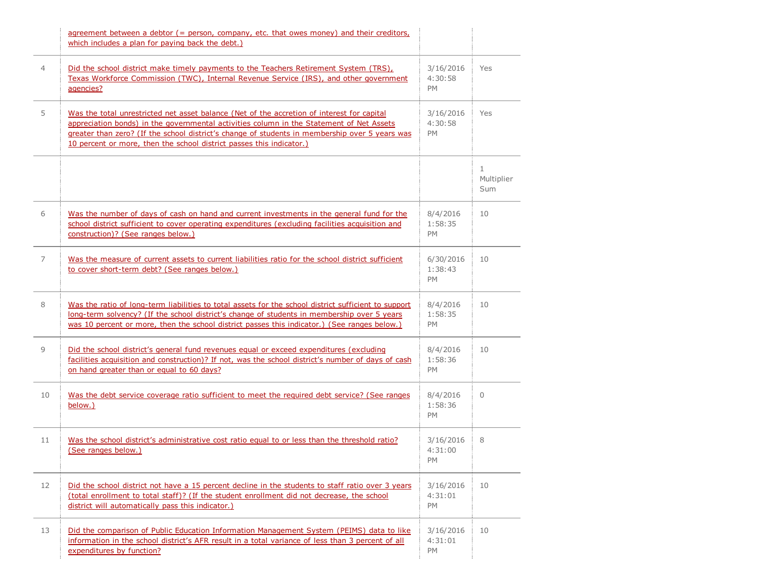| | | | |
|---|---|---|---|
| | agreement between a debtor (= person, company, etc. that owes money) and their creditors, which includes a plan for paying back the debt.) | | |
| 4 | Did the school district make timely payments to the Teachers Retirement System (TRS), Texas Workforce Commission (TWC), Internal Revenue Service (IRS), and other government agencies? | 3/16/2016 4:30:58 PM | Yes |
| 5 | Was the total unrestricted net asset balance (Net of the accretion of interest for capital appreciation bonds) in the governmental activities column in the Statement of Net Assets greater than zero? (If the school district's change of students in membership over 5 years was 10 percent or more, then the school district passes this indicator.) | 3/16/2016 4:30:58 PM | Yes |
| | | | 1 Multiplier Sum |
| 6 | Was the number of days of cash on hand and current investments in the general fund for the school district sufficient to cover operating expenditures (excluding facilities acquisition and construction)? (See ranges below.) | 8/4/2016 1:58:35 PM | 10 |
| 7 | Was the measure of current assets to current liabilities ratio for the school district sufficient to cover short-term debt? (See ranges below.) | 6/30/2016 1:38:43 PM | 10 |
| 8 | Was the ratio of long-term liabilities to total assets for the school district sufficient to support long-term solvency? (If the school district's change of students in membership over 5 years was 10 percent or more, then the school district passes this indicator.) (See ranges below.) | 8/4/2016 1:58:35 PM | 10 |
| 9 | Did the school district's general fund revenues equal or exceed expenditures (excluding facilities acquisition and construction)? If not, was the school district's number of days of cash on hand greater than or equal to 60 days? | 8/4/2016 1:58:36 PM | 10 |
| 10 | Was the debt service coverage ratio sufficient to meet the required debt service? (See ranges below.) | 8/4/2016 1:58:36 PM | 0 |
| 11 | Was the school district's administrative cost ratio equal to or less than the threshold ratio? (See ranges below.) | 3/16/2016 4:31:00 PM | 8 |
| 12 | Did the school district not have a 15 percent decline in the students to staff ratio over 3 years (total enrollment to total staff)? (If the student enrollment did not decrease, the school district will automatically pass this indicator.) | 3/16/2016 4:31:01 PM | 10 |
| 13 | Did the comparison of Public Education Information Management System (PEIMS) data to like information in the school district's AFR result in a total variance of less than 3 percent of all expenditures by function? | 3/16/2016 4:31:01 PM | 10 |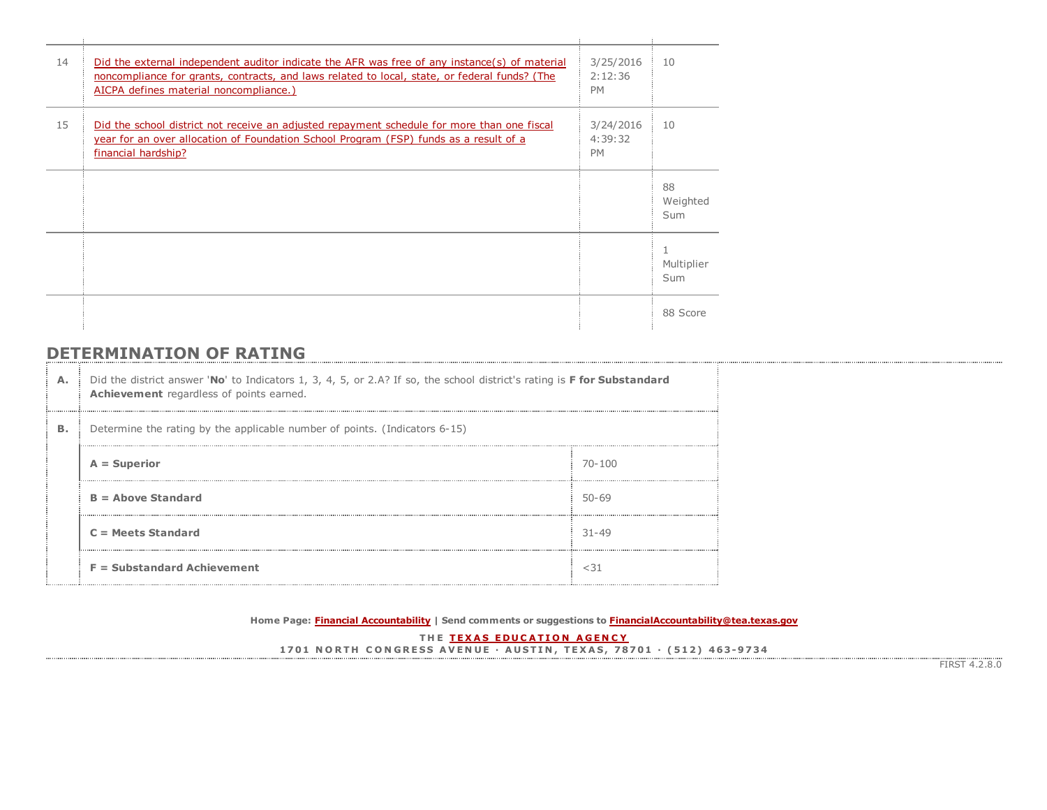| | | | |
|---|---|---|---|
| 14 | Did the external independent auditor indicate the AFR was free of any instance(s) of material noncompliance for grants, contracts, and laws related to local, state, or federal funds? (The AICPA defines material noncompliance.) | 3/25/2016 2:12:36 PM | 10 |
| 15 | Did the school district not receive an adjusted repayment schedule for more than one fiscal year for an over allocation of Foundation School Program (FSP) funds as a result of a financial hardship? | 3/24/2016 4:39:32 PM | 10 |
| | | | 88 Weighted Sum |
| | | | 1 Multiplier Sum |
| | | | 88 Score |

## DETERMINATION OF RATING

| | | |
|---|---|---|
| **A.** | Did the district answer '**No**' to Indicators 1, 3, 4, 5, or 2.A? If so, the school district's rating is **F for Substandard Achievement** regardless of points earned. | |
| **B.** | Determine the rating by the applicable number of points. (Indicators 6-15) | |
| | **A = Superior** | 70-100 |
| | **B = Above Standard** | 50-69 |
| | **C = Meets Standard** | 31-49 |
| | **F = Substandard Achievement** | <31 |

**Home Page: Financial Accountability | Send comments or suggestions to FinancialAccountability@tea.texas.gov**

**THE TEXAS EDUCATION AGENCY**
**1701 NORTH CONGRESS AVENUE · AUSTIN, TEXAS, 78701 · (512) 463-9734**

FIRST 4.2.8.0